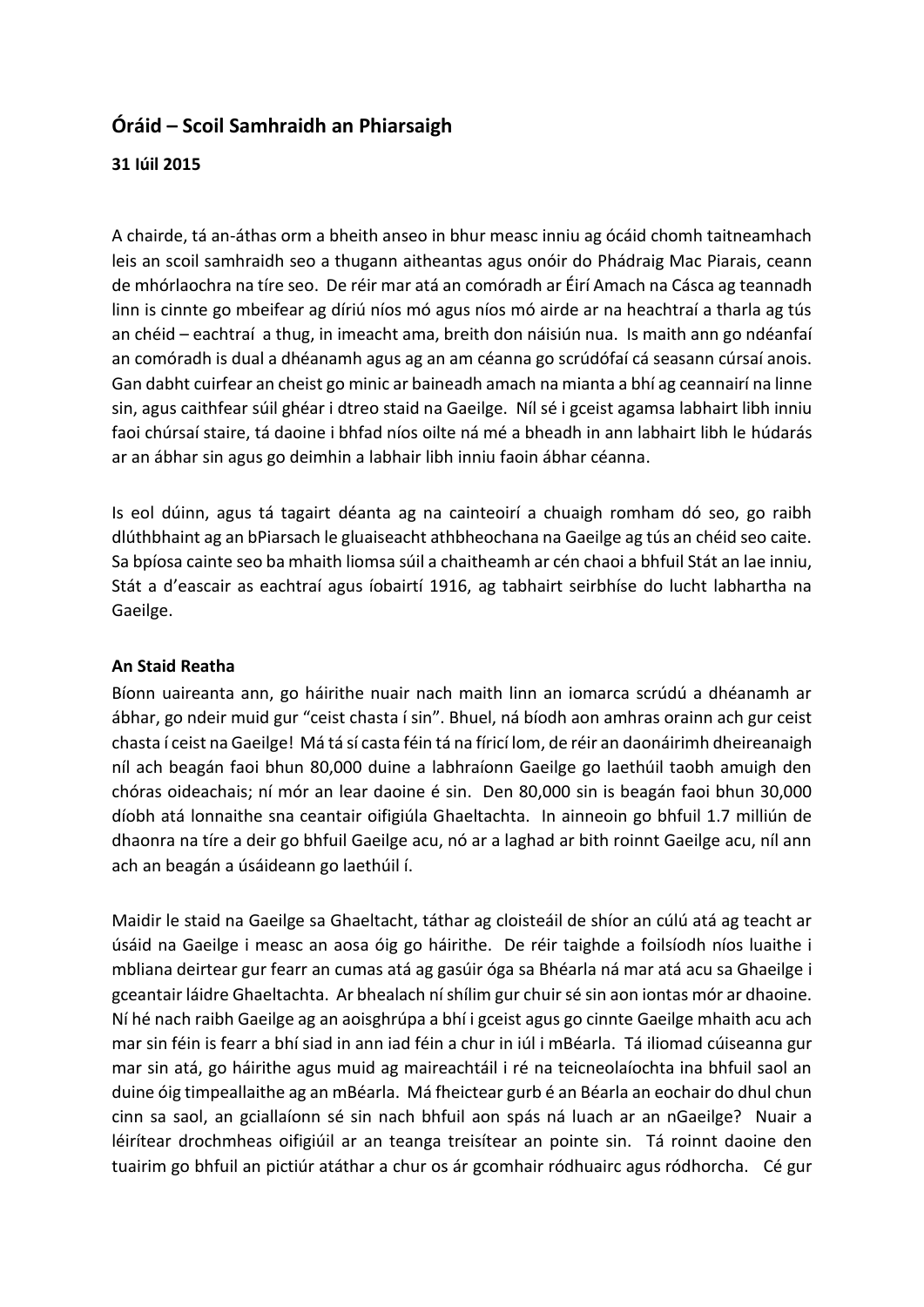## Óráid – Scoil Samhraidh an Phiarsaigh

**31 Iúil 2015**

A chairde, tá an-áthas orm a bheith anseo in bhur measc inniu ag ócáid chomh taitneamhach leis an scoil samhraidh seo a thugann aitheantas agus onóir do Phádraig Mac Piarais, ceann de mhórlaochra na tíre seo. De réir mar atá an comóradh ar Éirí Amach na Cásca ag teannadh linn is cinnte go mbeifear ag díriú níos mó agus níos mó airde ar na heachtraí a tharla ag tús an chéid – eachtraí a thug, in imeacht ama, breith don náisiún nua. Is maith ann go ndéanfaí an comóradh is dual a dhéanamh agus ag an am céanna go scrúdófaí cá seasann cúrsaí anois. Gan dabht cuirfear an cheist go minic ar baineadh amach na mianta a bhí ag ceannairí na linne sin, agus caithfear súil ghéar i dtreo staid na Gaeilge. Níl sé i gceist agamsa labhairt libh inniu faoi chúrsaí staire, tá daoine i bhfad níos oilte ná mé a bheadh in ann labhairt libh le húdarás ar an ábhar sin agus go deimhin a labhair libh inniu faoin ábhar céanna.

Is eol dúinn, agus tá tagairt déanta ag na cainteoirí a chuaigh romham dó seo, go raibh dlúthbhaint ag an bPiarsach le gluaiseacht athbheochana na Gaeilge ag tús an chéid seo caite. Sa bpíosa cainte seo ba mhaith liomsa súil a chaitheamh ar cén chaoi a bhfuil Stát an lae inniu, Stát a d'eascair as eachtraí agus íobairtí 1916, ag tabhairt seirbhíse do lucht labhartha na Gaeilge.

**An Staid Reatha**

Bíonn uaireanta ann, go háirithe nuair nach maith linn an iomarca scrúdú a dhéanamh ar ábhar, go ndeir muid gur "ceist chasta í sin". Bhuel, ná bíodh aon amhras orainn ach gur ceist chasta í ceist na Gaeilge! Má tá sí casta féin tá na fíricí lom, de réir an daonáirimh dheireanaigh níl ach beagán faoi bhun 80,000 duine a labhraíonn Gaeilge go laethúil taobh amuigh den chóras oideachais; ní mór an lear daoine é sin. Den 80,000 sin is beagán faoi bhun 30,000 díobh atá lonnaithe sna ceantair oifigiúla Ghaeltachta. In ainneoin go bhfuil 1.7 milliún de dhaonra na tíre a deir go bhfuil Gaeilge acu, nó ar a laghad ar bith roinnt Gaeilge acu, níl ann ach an beagán a úsáideann go laethúil í.

Maidir le staid na Gaeilge sa Ghaeltacht, táthar ag cloisteáil de shíor an cúlú atá ag teacht ar úsáid na Gaeilge i measc an aosa óig go háirithe. De réir taighde a foilsíodh níos luaithe i mbliana deirtear gur fearr an cumas atá ag gasúir óga sa Bhéarla ná mar atá acu sa Ghaeilge i gceantair láidre Ghaeltachta. Ar bhealach ní shílim gur chuir sé sin aon iontas mór ar dhaoine. Ní hé nach raibh Gaeilge ag an aoisghrúpa a bhí i gceist agus go cinnte Gaeilge mhaith acu ach mar sin féin is fearr a bhí siad in ann iad féin a chur in iúl i mBéarla. Tá iliomad cúiseanna gur mar sin atá, go háirithe agus muid ag maireachtáil i ré na teicneolaíochta ina bhfuil saol an duine óig timpeallaithe ag an mBéarla. Má fheictear gurb é an Béarla an eochair do dhul chun cinn sa saol, an gciallaíonn sé sin nach bhfuil aon spás ná luach ar an nGaeilge? Nuair a léirítear drochmheas oifigiúil ar an teanga treisítear an pointe sin. Tá roinnt daoine den tuairim go bhfuil an pictiúr atáthar a chur os ár gcomhair ródhuairc agus ródhorcha. Cé gur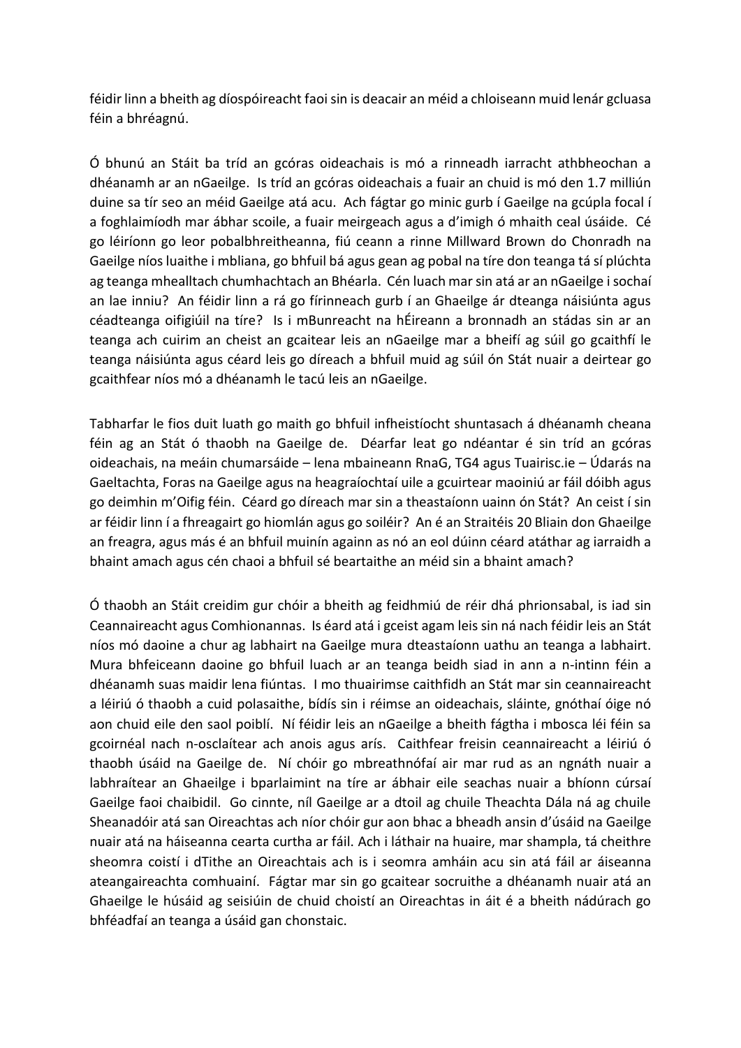féidir linn a bheith ag díospóireacht faoi sin is deacair an méid a chloiseann muid lenár gcluasa féin a bhréagnú.

Ó bhunú an Stáit ba tríd an gcóras oideachais is mó a rinneadh iarracht athbheochan a dhéanamh ar an nGaeilge. Is tríd an gcóras oideachais a fuair an chuid is mó den 1.7 milliún duine sa tír seo an méid Gaeilge atá acu. Ach fágtar go minic gurb í Gaeilge na gcúpla focal í a foghlaimíodh mar ábhar scoile, a fuair meirgeach agus a d'imigh ó mhaith ceal úsáide. Cé go léiríonn go leor pobalbhreitheanna, fiú ceann a rinne Millward Brown do Chonradh na Gaeilge níos luaithe i mbliana, go bhfuil bá agus gean ag pobal na tíre don teanga tá sí plúchta ag teanga mhealltach chumhachtach an Bhéarla. Cén luach mar sin atá ar an nGaeilge i sochaí an lae inniu? An féidir linn a rá go fírinneach gurb í an Ghaeilge ár dteanga náisiúnta agus céadteanga oifigiúil na tíre? Is i mBunreacht na hÉireann a bronnadh an stádas sin ar an teanga ach cuirim an cheist an gcaitear leis an nGaeilge mar a bheifí ag súil go gcaithfí le teanga náisiúnta agus céard leis go díreach a bhfuil muid ag súil ón Stát nuair a deirtear go gcaithfear níos mó a dhéanamh le tacú leis an nGaeilge.

Tabharfar le fios duit luath go maith go bhfuil infheistíocht shuntasach á dhéanamh cheana féin ag an Stát ó thaobh na Gaeilge de. Déarfar leat go ndéantar é sin tríd an gcóras oideachais, na meáin chumarsáide – lena mbaineann RnaG, TG4 agus Tuairisc.ie – Údarás na Gaeltachta, Foras na Gaeilge agus na heagraíochtaí uile a gcuirtear maoiniú ar fáil dóibh agus go deimhin m'Oifig féin. Céard go díreach mar sin a theastaíonn uainn ón Stát? An ceist í sin ar féidir linn í a fhreagairt go hiomlán agus go soiléir? An é an Straitéis 20 Bliain don Ghaeilge an freagra, agus más é an bhfuil muinín againn as nó an eol dúinn céard atáthar ag iarraidh a bhaint amach agus cén chaoi a bhfuil sé beartaithe an méid sin a bhaint amach?

Ó thaobh an Stáit creidim gur chóir a bheith ag feidhmiú de réir dhá phrionsabal, is iad sin Ceannaireacht agus Comhionannas. Is éard atá i gceist agam leis sin ná nach féidir leis an Stát níos mó daoine a chur ag labhairt na Gaeilge mura dteastaíonn uathu an teanga a labhairt. Mura bhfeiceann daoine go bhfuil luach ar an teanga beidh siad in ann a n-intinn féin a dhéanamh suas maidir lena fiúntas. I mo thuairimse caithfidh an Stát mar sin ceannaireacht a léiriú ó thaobh a cuid polasaithe, bídís sin i réimse an oideachais, sláinte, gnóthaí óige nó aon chuid eile den saol poiblí. Ní féidir leis an nGaeilge a bheith fágtha i mbosca léi féin sa gcoirnéal nach n-osclaítear ach anois agus arís. Caithfear freisin ceannaireacht a léiriú ó thaobh úsáid na Gaeilge de. Ní chóir go mbreathnófaí air mar rud as an ngnáth nuair a labhraítear an Ghaeilge i bparlaimint na tíre ar ábhair eile seachas nuair a bhíonn cúrsaí Gaeilge faoi chaibidil. Go cinnte, níl Gaeilge ar a dtoil ag chuile Theachta Dála ná ag chuile Sheanadóir atá san Oireachtas ach níor chóir gur aon bhac a bheadh ansin d'úsáid na Gaeilge nuair atá na háiseanna cearta curtha ar fáil. Ach i láthair na huaire, mar shampla, tá cheithre sheomra coistí i dTithe an Oireachtais ach is i seomra amháin acu sin atá fáil ar áiseanna ateangaireachta comhuainí. Fágtar mar sin go gcaitear socruithe a dhéanamh nuair atá an Ghaeilge le húsáid ag seisiúin de chuid choistí an Oireachtas in áit é a bheith nádúrach go bhféadfaí an teanga a úsáid gan chonstaic.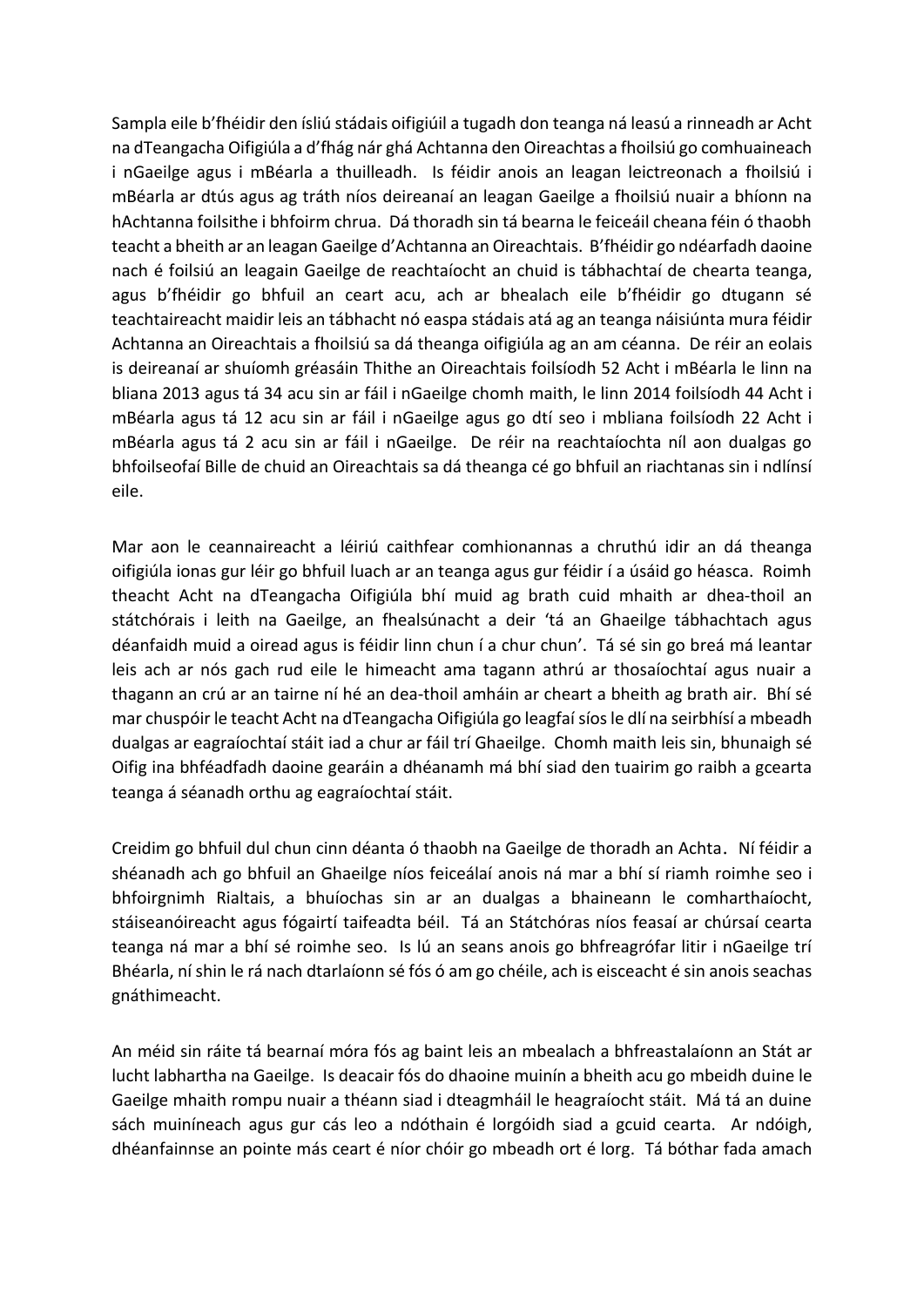Sampla eile b'fhéidir den ísliú stádais oifigiúil a tugadh don teanga ná leasú a rinneadh ar Acht na dTeangacha Oifigiúla a d'fhág nár ghá Achtanna den Oireachtas a fhoilsiú go comhuaineach i nGaeilge agus i mBéarla a thuilleadh. Is féidir anois an leagan leictreonach a fhoilsiú i mBéarla ar dtús agus ag tráth níos deireanaí an leagan Gaeilge a fhoilsiú nuair a bhíonn na hAchtanna foilsithe i bhfoirm chrua. Dá thoradh sin tá bearna le feiceáil cheana féin ó thaobh teacht a bheith ar an leagan Gaeilge d'Achtanna an Oireachtais. B'fhéidir go ndéarfadh daoine nach é foilsiú an leagain Gaeilge de reachtaíocht an chuid is tábhachtaí de chearta teanga, agus b'fhéidir go bhfuil an ceart acu, ach ar bhealach eile b'fhéidir go dtugann sé teachtaireacht maidir leis an tábhacht nó easpa stádais atá ag an teanga náisiúnta mura féidir Achtanna an Oireachtais a fhoilsiú sa dá theanga oifigiúla ag an am céanna. De réir an eolais is deireanaí ar shuíomh gréasáin Thithe an Oireachtais foilsíodh 52 Acht i mBéarla le linn na bliana 2013 agus tá 34 acu sin ar fáil i nGaeilge chomh maith, le linn 2014 foilsíodh 44 Acht i mBéarla agus tá 12 acu sin ar fáil i nGaeilge agus go dtí seo i mbliana foilsíodh 22 Acht i mBéarla agus tá 2 acu sin ar fáil i nGaeilge. De réir na reachtaíochta níl aon dualgas go bhfoilseofaí Bille de chuid an Oireachtais sa dá theanga cé go bhfuil an riachtanas sin i ndlínsí eile.

Mar aon le ceannaireacht a léiriú caithfear comhionannas a chruthú idir an dá theanga oifigiúla ionas gur léir go bhfuil luach ar an teanga agus gur féidir í a úsáid go héasca. Roimh theacht Acht na dTeangacha Oifigiúla bhí muid ag brath cuid mhaith ar dhea-thoil an státchórais i leith na Gaeilge, an fhealsúnacht a deir 'tá an Ghaeilge tábhachtach agus déanfaidh muid a oiread agus is féidir linn chun í a chur chun'. Tá sé sin go breá má leantar leis ach ar nós gach rud eile le himeacht ama tagann athrú ar thosaíochtaí agus nuair a thagann an crú ar an tairne ní hé an dea-thoil amháin ar cheart a bheith ag brath air. Bhí sé mar chuspóir le teacht Acht na dTeangacha Oifigiúla go leagfaí síos le dlí na seirbhísí a mbeadh dualgas ar eagraíochtaí stáit iad a chur ar fáil trí Ghaeilge. Chomh maith leis sin, bhunaigh sé Oifig ina bhféadfadh daoine gearáin a dhéanamh má bhí siad den tuairim go raibh a gcearta teanga á séanadh orthu ag eagraíochtaí stáit.

Creidim go bhfuil dul chun cinn déanta ó thaobh na Gaeilge de thoradh an Achta. Ní féidir a shéanadh ach go bhfuil an Ghaeilge níos feiceálaí anois ná mar a bhí sí riamh roimhe seo i bhfoirgnimh Rialtais, a bhuíochas sin ar an dualgas a bhaineann le comharthaíocht, stáiseanóireacht agus fógairtí taifeadta béil. Tá an Státchóras níos feasaí ar chúrsaí cearta teanga ná mar a bhí sé roimhe seo. Is lú an seans anois go bhfreagrófar litir i nGaeilge trí Bhéarla, ní shin le rá nach dtarlaíonn sé fós ó am go chéile, ach is eisceacht é sin anois seachas gnáthimeacht.

An méid sin ráite tá bearnaí móra fós ag baint leis an mbealach a bhfreastalaíonn an Stát ar lucht labhartha na Gaeilge. Is deacair fós do dhaoine muinín a bheith acu go mbeidh duine le Gaeilge mhaith rompu nuair a théann siad i dteagmháil le heagraíocht stáit. Má tá an duine sách muiníneach agus gur cás leo a ndóthain é lorgóidh siad a gcuid cearta. Ar ndóigh, dhéanfainnse an pointe más ceart é níor chóir go mbeadh ort é lorg. Tá bóthar fada amach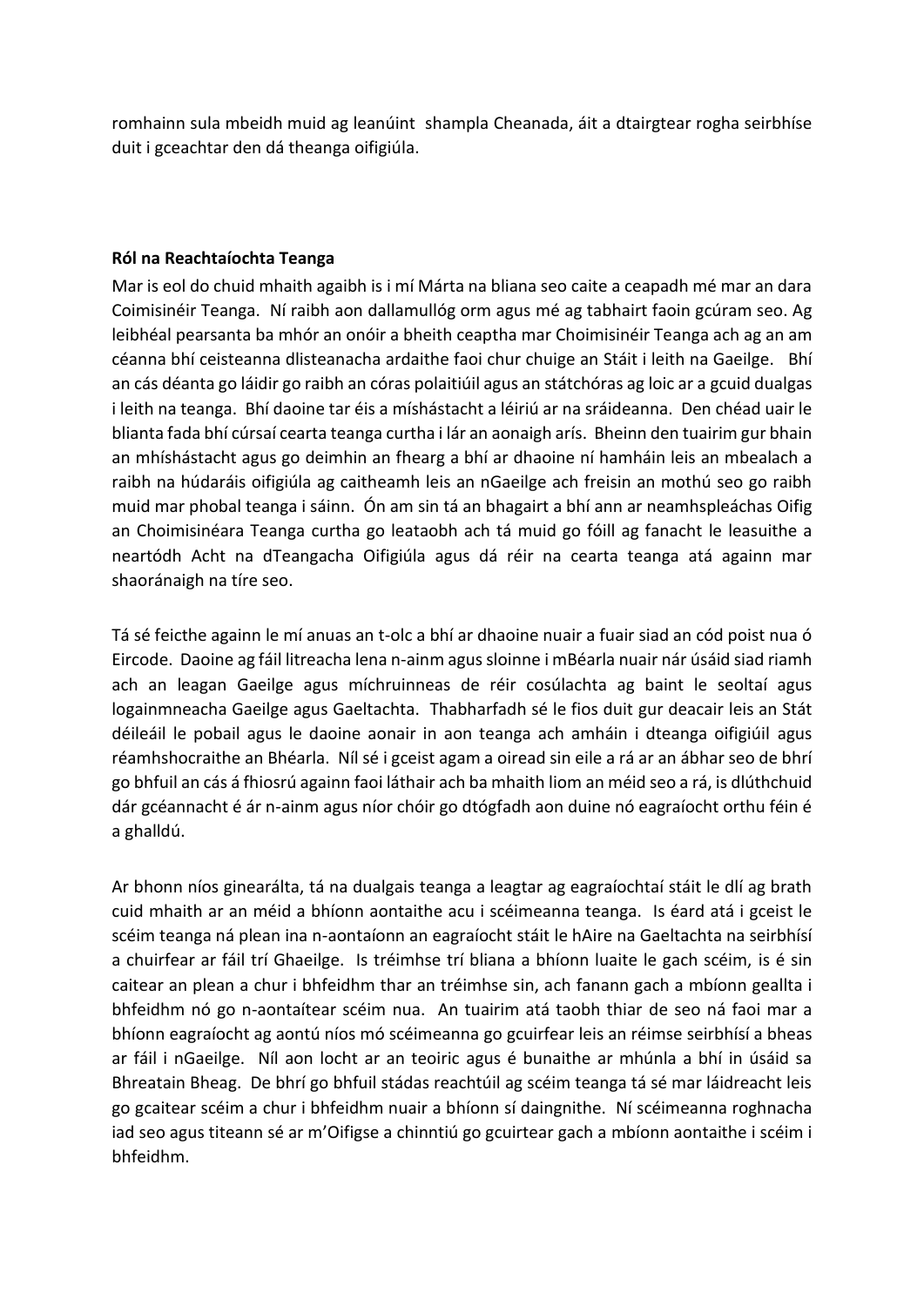romhainn sula mbeidh muid ag leanúint shampla Cheanada, áit a dtairgtear rogha seirbhíse duit i gceachtar den dá theanga oifigiúla.

**Ról na Reachtaíochta Teanga**

Mar is eol do chuid mhaith agaibh is i mí Márta na bliana seo caite a ceapadh mé mar an dara Coimisinéir Teanga. Ní raibh aon dallamullóg orm agus mé ag tabhairt faoin gcúram seo. Ag leibhéal pearsanta ba mhór an onóir a bheith ceaptha mar Choimisinéir Teanga ach ag an am céanna bhí ceisteanna dlisteanacha ardaithe faoi chur chuige an Stáit i leith na Gaeilge. Bhí an cás déanta go láidir go raibh an córas polaitiúil agus an státchóras ag loic ar a gcuid dualgas i leith na teanga. Bhí daoine tar éis a míshástacht a léiriú ar na sráideanna. Den chéad uair le blianta fada bhí cúrsaí cearta teanga curtha i lár an aonaigh arís. Bheinn den tuairim gur bhain an mhíshástacht agus go deimhin an fhearg a bhí ar dhaoine ní hamháin leis an mbealach a raibh na húdaráis oifigiúla ag caitheamh leis an nGaeilge ach freisin an mothú seo go raibh muid mar phobal teanga i sáinn. Ón am sin tá an bhagairt a bhí ann ar neamhspleáchas Oifig an Choimisinéara Teanga curtha go leataobh ach tá muid go fóill ag fanacht le leasuithe a neartódh Acht na dTeangacha Oifigiúla agus dá réir na cearta teanga atá againn mar shaoránaigh na tíre seo.

Tá sé feicthe againn le mí anuas an t-olc a bhí ar dhaoine nuair a fuair siad an cód poist nua ó Eircode. Daoine ag fáil litreacha lena n-ainm agus sloinne i mBéarla nuair nár úsáid siad riamh ach an leagan Gaeilge agus míchruinneas de réir cosúlachta ag baint le seoltaí agus logainmneacha Gaeilge agus Gaeltachta. Thabharfadh sé le fios duit gur deacair leis an Stát déileáil le pobail agus le daoine aonair in aon teanga ach amháin i dteanga oifigiúil agus réamhshocraithe an Bhéarla. Níl sé i gceist agam a oiread sin eile a rá ar an ábhar seo de bhrí go bhfuil an cás á fhiosrú againn faoi láthair ach ba mhaith liom an méid seo a rá, is dlúthchuid dár gcéannacht é ár n-ainm agus níor chóir go dtógfadh aon duine nó eagraíocht orthu féin é a ghalldú.

Ar bhonn níos ginearálta, tá na dualgais teanga a leagtar ag eagraíochtaí stáit le dlí ag brath cuid mhaith ar an méid a bhíonn aontaithe acu i scéimeanna teanga. Is éard atá i gceist le scéim teanga ná plean ina n-aontaíonn an eagraíocht stáit le hAire na Gaeltachta na seirbhísí a chuirfear ar fáil trí Ghaeilge. Is tréimhse trí bliana a bhíonn luaite le gach scéim, is é sin caitear an plean a chur i bhfeidhm thar an tréimhse sin, ach fanann gach a mbíonn geallta i bhfeidhm nó go n-aontaítear scéim nua. An tuairim atá taobh thiar de seo ná faoi mar a bhíonn eagraíocht ag aontú níos mó scéimeanna go gcuirfear leis an réimse seirbhísí a bheas ar fáil i nGaeilge. Níl aon locht ar an teoiric agus é bunaithe ar mhúnla a bhí in úsáid sa Bhreatain Bheag. De bhrí go bhfuil stádas reachtúil ag scéim teanga tá sé mar láidreacht leis go gcaitear scéim a chur i bhfeidhm nuair a bhíonn sí daingnithe. Ní scéimeanna roghnacha iad seo agus titeann sé ar m'Oifigse a chinntiú go gcuirtear gach a mbíonn aontaithe i scéim i bhfeidhm.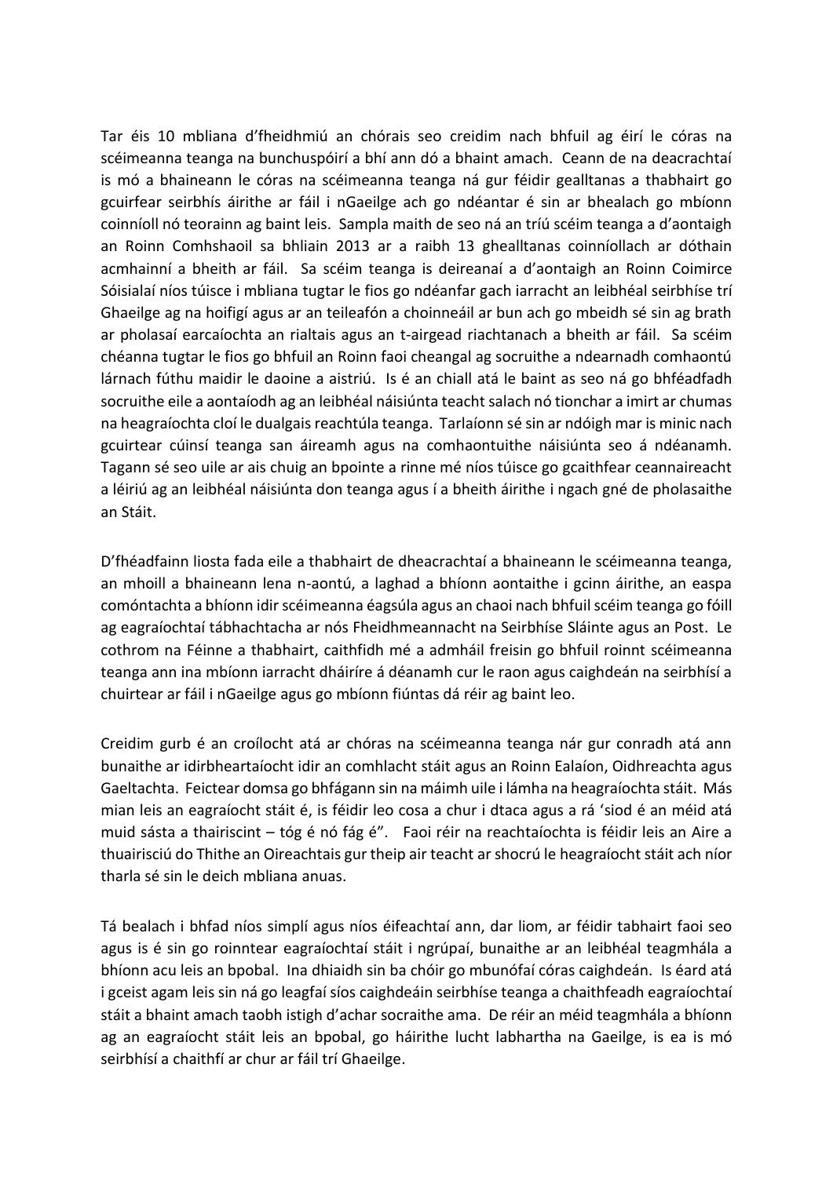Tar éis 10 mbliana d'fheidhmiú an chórais seo creidim nach bhfuil ag éirí le córas na scéimeanna teanga na bunchuspóirí a bhí ann dó a bhaint amach. Ceann de na deacrachtaí is mó a bhaineann le córas na scéimeanna teanga ná gur féidir gealltanas a thabhairt go gcuirfear seirbhís áirithe ar fáil i nGaeilge ach go ndéantar é sin ar bhealach go mbíonn coinníoll nó teorainn ag baint leis. Sampla maith de seo ná an tríú scéim teanga a d'aontaigh an Roinn Comhshaoil sa bhliain 2013 ar a raibh 13 ghealltanas coinníollach ar dóthain acmhainní a bheith ar fáil. Sa scéim teanga is deireanaí a d'aontaigh an Roinn Coimirce Sóisialaí níos túisce i mbliana tugtar le fios go ndéanfar gach iarracht an leibhéal seirbhíse trí Ghaeilge ag na hoifigí agus ar an teileafón a choinneáil ar bun ach go mbeidh sé sin ag brath ar pholasaí earcaíochta an rialtais agus an t-airgead riachtanach a bheith ar fáil. Sa scéim chéanna tugtar le fios go bhfuil an Roinn faoi cheangal ag socruithe a ndearnadh comhaontú lárnach fúthu maidir le daoine a aistriú. Is é an chiall atá le baint as seo ná go bhféadfadh socruithe eile a aontaíodh ag an leibhéal náisiúnta teacht salach nó tionchar a imirt ar chumas na heagraíochta cloí le dualgais reachtúla teanga. Tarlaíonn sé sin ar ndóigh mar is minic nach gcuirtear cúinsí teanga san áireamh agus na comhaontuithe náisiúnta seo á ndéanamh. Tagann sé seo uile ar ais chuig an bpointe a rinne mé níos túisce go gcaithfear ceannaireacht a léiriú ag an leibhéal náisiúnta don teanga agus í a bheith áirithe i ngach gné de pholasaithe an Stáit.

D'fhéadfainn liosta fada eile a thabhairt de dheacrachtaí a bhaineann le scéimeanna teanga, an mhoill a bhaineann lena n-aontú, a laghad a bhíonn aontaithe i gcinn áirithe, an easpa comóntachta a bhíonn idir scéimeanna éagsúla agus an chaoi nach bhfuil scéim teanga go fóill ag eagraíochtaí tábhachtacha ar nós Fheidhmeannacht na Seirbhíse Sláinte agus an Post. Le cothrom na Féinne a thabhairt, caithfidh mé a admháil freisin go bhfuil roinnt scéimeanna teanga ann ina mbíonn iarracht dháiríre á déanamh cur le raon agus caighdeán na seirbhísí a chuirtear ar fáil i nGaeilge agus go mbíonn fiúntas dá réir ag baint leo.

Creidim gurb é an croílocht atá ar chóras na scéimeanna teanga nár gur conradh atá ann bunaithe ar idirbheartaíocht idir an comhlacht stáit agus an Roinn Ealaíon, Oidhreachta agus Gaeltachta. Feictear domsa go bhfágann sin na máimh uile i lámha na heagraíochta stáit. Más mian leis an eagraíocht stáit é, is féidir leo cosa a chur i dtaca agus a rá 'siod é an méid atá muid sásta a thairiscint – tóg é nó fág é". Faoi réir na reachtaíochta is féidir leis an Aire a thuairisciú do Thithe an Oireachtais gur theip air teacht ar shocrú le heagraíocht stáit ach níor tharla sé sin le deich mbliana anuas.

Tá bealach i bhfad níos simplí agus níos éifeachtaí ann, dar liom, ar féidir tabhairt faoi seo agus is é sin go roinntear eagraíochtaí stáit i ngrúpaí, bunaithe ar an leibhéal teagmhála a bhíonn acu leis an bpobal. Ina dhiaidh sin ba chóir go mbunófaí córas caighdeán. Is éard atá i gceist agam leis sin ná go leagfaí síos caighdeáin seirbhíse teanga a chaithfeadh eagraíochtaí stáit a bhaint amach taobh istigh d'achar socraithe ama. De réir an méid teagmhála a bhíonn ag an eagraíocht stáit leis an bpobal, go háirithe lucht labhartha na Gaeilge, is ea is mó seirbhísí a chaithfí ar chur ar fáil trí Ghaeilge.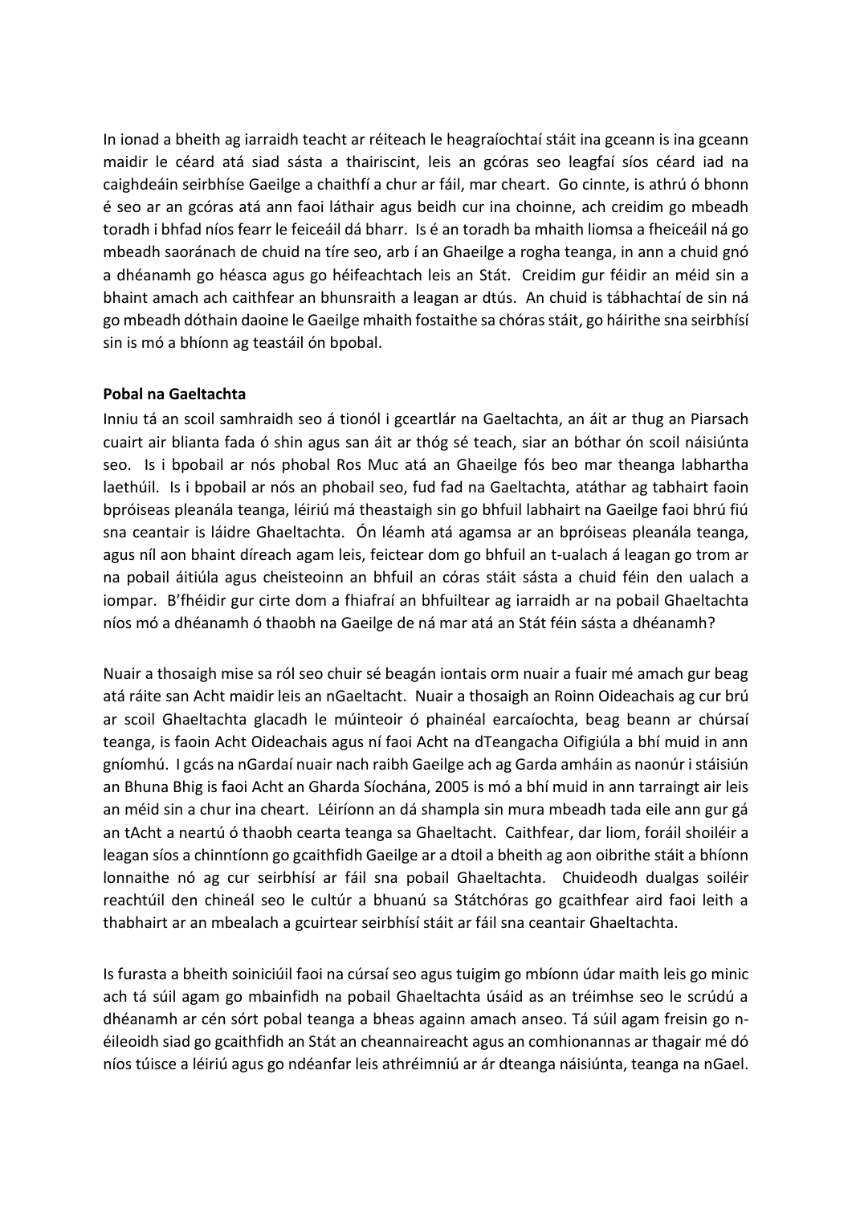In ionad a bheith ag iarraidh teacht ar réiteach le heagraíochtaí stáit ina gceann is ina gceann maidir le céard atá siad sásta a thairiscint, leis an gcóras seo leagfaí síos céard iad na caighdeáin seirbhíse Gaeilge a chaithfí a chur ar fáil, mar cheart. Go cinnte, is athrú ó bhonn é seo ar an gcóras atá ann faoi láthair agus beidh cur ina choinne, ach creidim go mbeadh toradh i bhfad níos fearr le feiceáil dá bharr. Is é an toradh ba mhaith liomsa a fheiceáil ná go mbeadh saoránach de chuid na tíre seo, arb í an Ghaeilge a rogha teanga, in ann a chuid gnó a dhéanamh go héasca agus go héifeachtach leis an Stát. Creidim gur féidir an méid sin a bhaint amach ach caithfear an bhunsraith a leagan ar dtús. An chuid is tábhachtaí de sin ná go mbeadh dóthain daoine le Gaeilge mhaith fostaithe sa chóras stáit, go háirithe sna seirbhísí sin is mó a bhíonn ag teastáil ón bpobal.

**Pobal na Gaeltachta**

Inniu tá an scoil samhraidh seo á tionól i gceartlár na Gaeltachta, an áit ar thug an Piarsach cuairt air blianta fada ó shin agus san áit ar thóg sé teach, siar an bóthar ón scoil náisiúnta seo. Is i bpobail ar nós phobal Ros Muc atá an Ghaeilge fós beo mar theanga labhartha laethúil. Is i bpobail ar nós an phobail seo, fud fad na Gaeltachta, atáthar ag tabhairt faoin bpróiseas pleanála teanga, léiriú má theastaigh sin go bhfuil labhairt na Gaeilge faoi bhrú fiú sna ceantair is láidre Ghaeltachta. Ón léamh atá agamsa ar an bpróiseas pleanála teanga, agus níl aon bhaint díreach agam leis, feictear dom go bhfuil an t-ualach á leagan go trom ar na pobail áitiúla agus cheisteoinn an bhfuil an córas stáit sásta a chuid féin den ualach a iompar. B'fhéidir gur cirte dom a fhiafraí an bhfuiltear ag iarraidh ar na pobail Ghaeltachta níos mó a dhéanamh ó thaobh na Gaeilge de ná mar atá an Stát féin sásta a dhéanamh?

Nuair a thosaigh mise sa ról seo chuir sé beagán iontais orm nuair a fuair mé amach gur beag atá ráite san Acht maidir leis an nGaeltacht. Nuair a thosaigh an Roinn Oideachais ag cur brú ar scoil Ghaeltachta glacadh le múinteoir ó phainéal earcaíochta, beag beann ar chúrsaí teanga, is faoin Acht Oideachais agus ní faoi Acht na dTeangacha Oifigiúla a bhí muid in ann gníomhú. I gcás na nGardaí nuair nach raibh Gaeilge ach ag Garda amháin as naonúr i stáisiún an Bhuna Bhig is faoi Acht an Gharda Síochána, 2005 is mó a bhí muid in ann tarraingt air leis an méid sin a chur ina cheart. Léiríonn an dá shampla sin mura mbeadh tada eile ann gur gá an tAcht a neartú ó thaobh cearta teanga sa Ghaeltacht. Caithfear, dar liom, foráil shoiléir a leagan síos a chinntíonn go gcaithfidh Gaeilge ar a dtoil a bheith ag aon oibrithe stáit a bhíonn lonnaithe nó ag cur seirbhísí ar fáil sna pobail Ghaeltachta. Chuideodh dualgas soiléir reachtúil den chineál seo le cultúr a bhuanú sa Státchóras go gcaithfear aird faoi leith a thabhairt ar an mbealach a gcuirtear seirbhísí stáit ar fáil sna ceantair Ghaeltachta.

Is furasta a bheith soiniciúil faoi na cúrsaí seo agus tuigim go mbíonn údar maith leis go minic ach tá súil agam go mbainfidh na pobail Ghaeltachta úsáid as an tréimhse seo le scrúdú a dhéanamh ar cén sórt pobal teanga a bheas againn amach anseo. Tá súil agam freisin go n-éileoidh siad go gcaithfidh an Stát an cheannaireacht agus an comhionannas ar thagair mé dó níos túisce a léiriú agus go ndéanfar leis athréimniú ar ár dteanga náisiúnta, teanga na nGael.